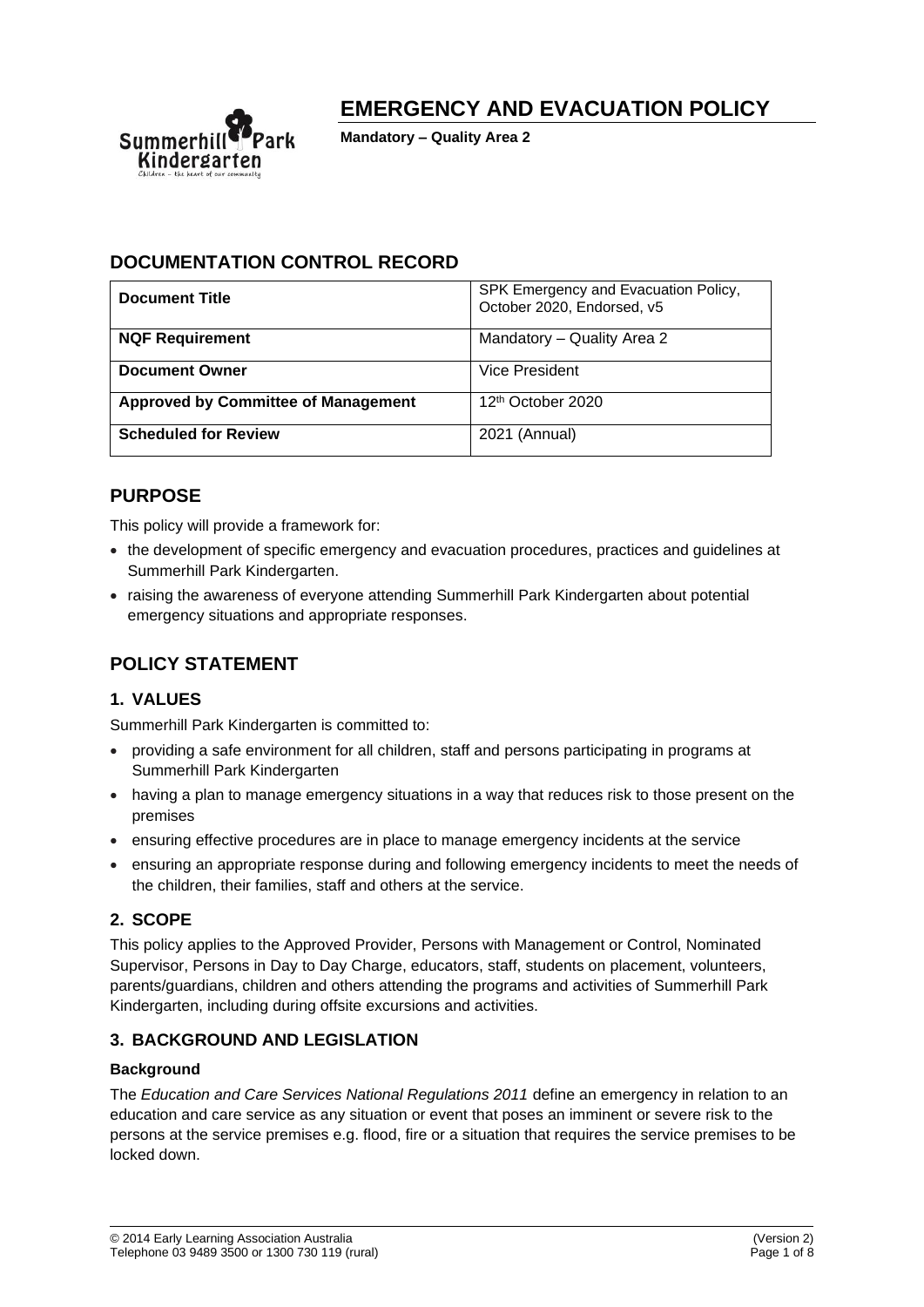# EMERGENCY AND EVACUATION POLICY

**Mandatory – Quality Area 2**

## DOCUMENTATION CONTROL RECORD

| **Document Title** | SPK Emergency and Evacuation Policy, October 2020, Endorsed, v5 |
|---|---|
| **NQF Requirement** | Mandatory – Quality Area 2 |
| **Document Owner** | Vice President |
| **Approved by Committee of Management** | 12th October 2020 |
| **Scheduled for Review** | 2021 (Annual) |

## PURPOSE

This policy will provide a framework for:

- the development of specific emergency and evacuation procedures, practices and guidelines at Summerhill Park Kindergarten.
- raising the awareness of everyone attending Summerhill Park Kindergarten about potential emergency situations and appropriate responses.

## POLICY STATEMENT

### 1. VALUES

Summerhill Park Kindergarten is committed to:

- providing a safe environment for all children, staff and persons participating in programs at Summerhill Park Kindergarten
- having a plan to manage emergency situations in a way that reduces risk to those present on the premises
- ensuring effective procedures are in place to manage emergency incidents at the service
- ensuring an appropriate response during and following emergency incidents to meet the needs of the children, their families, staff and others at the service.

### 2. SCOPE

This policy applies to the Approved Provider, Persons with Management or Control, Nominated Supervisor, Persons in Day to Day Charge, educators, staff, students on placement, volunteers, parents/guardians, children and others attending the programs and activities of Summerhill Park Kindergarten, including during offsite excursions and activities.

### 3. BACKGROUND AND LEGISLATION

#### Background

The *Education and Care Services National Regulations 2011* define an emergency in relation to an education and care service as any situation or event that poses an imminent or severe risk to the persons at the service premises e.g. flood, fire or a situation that requires the service premises to be locked down.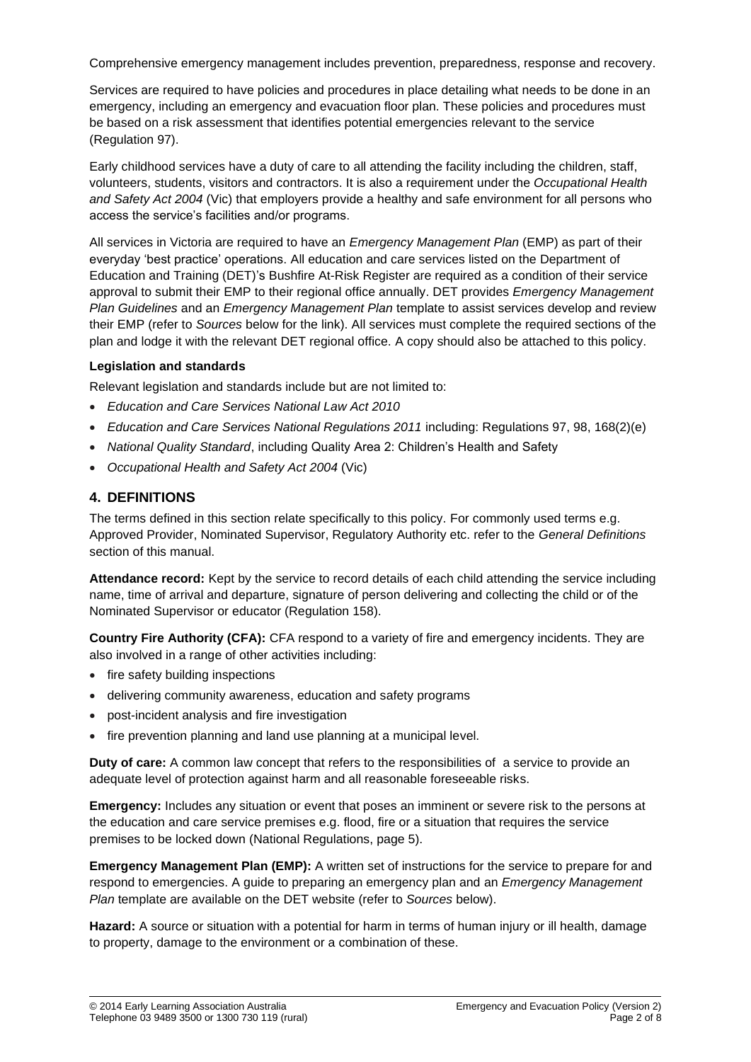Comprehensive emergency management includes prevention, preparedness, response and recovery.

Services are required to have policies and procedures in place detailing what needs to be done in an emergency, including an emergency and evacuation floor plan. These policies and procedures must be based on a risk assessment that identifies potential emergencies relevant to the service (Regulation 97).

Early childhood services have a duty of care to all attending the facility including the children, staff, volunteers, students, visitors and contractors. It is also a requirement under the *Occupational Health and Safety Act 2004* (Vic) that employers provide a healthy and safe environment for all persons who access the service's facilities and/or programs.

All services in Victoria are required to have an *Emergency Management Plan* (EMP) as part of their everyday 'best practice' operations. All education and care services listed on the Department of Education and Training (DET)'s Bushfire At-Risk Register are required as a condition of their service approval to submit their EMP to their regional office annually. DET provides *Emergency Management Plan Guidelines* and an *Emergency Management Plan* template to assist services develop and review their EMP (refer to *Sources* below for the link). All services must complete the required sections of the plan and lodge it with the relevant DET regional office. A copy should also be attached to this policy.

**Legislation and standards**

Relevant legislation and standards include but are not limited to:

- *Education and Care Services National Law Act 2010*
- *Education and Care Services National Regulations 2011* including: Regulations 97, 98, 168(2)(e)
- *National Quality Standard*, including Quality Area 2: Children's Health and Safety
- *Occupational Health and Safety Act 2004* (Vic)

## 4. DEFINITIONS

The terms defined in this section relate specifically to this policy. For commonly used terms e.g. Approved Provider, Nominated Supervisor, Regulatory Authority etc. refer to the *General Definitions* section of this manual.

**Attendance record:** Kept by the service to record details of each child attending the service including name, time of arrival and departure, signature of person delivering and collecting the child or of the Nominated Supervisor or educator (Regulation 158).

**Country Fire Authority (CFA):** CFA respond to a variety of fire and emergency incidents. They are also involved in a range of other activities including:

- fire safety building inspections
- delivering community awareness, education and safety programs
- post-incident analysis and fire investigation
- fire prevention planning and land use planning at a municipal level.

**Duty of care:** A common law concept that refers to the responsibilities of a service to provide an adequate level of protection against harm and all reasonable foreseeable risks.

**Emergency:** Includes any situation or event that poses an imminent or severe risk to the persons at the education and care service premises e.g. flood, fire or a situation that requires the service premises to be locked down (National Regulations, page 5).

**Emergency Management Plan (EMP):** A written set of instructions for the service to prepare for and respond to emergencies. A guide to preparing an emergency plan and an *Emergency Management Plan* template are available on the DET website (refer to *Sources* below).

**Hazard:** A source or situation with a potential for harm in terms of human injury or ill health, damage to property, damage to the environment or a combination of these.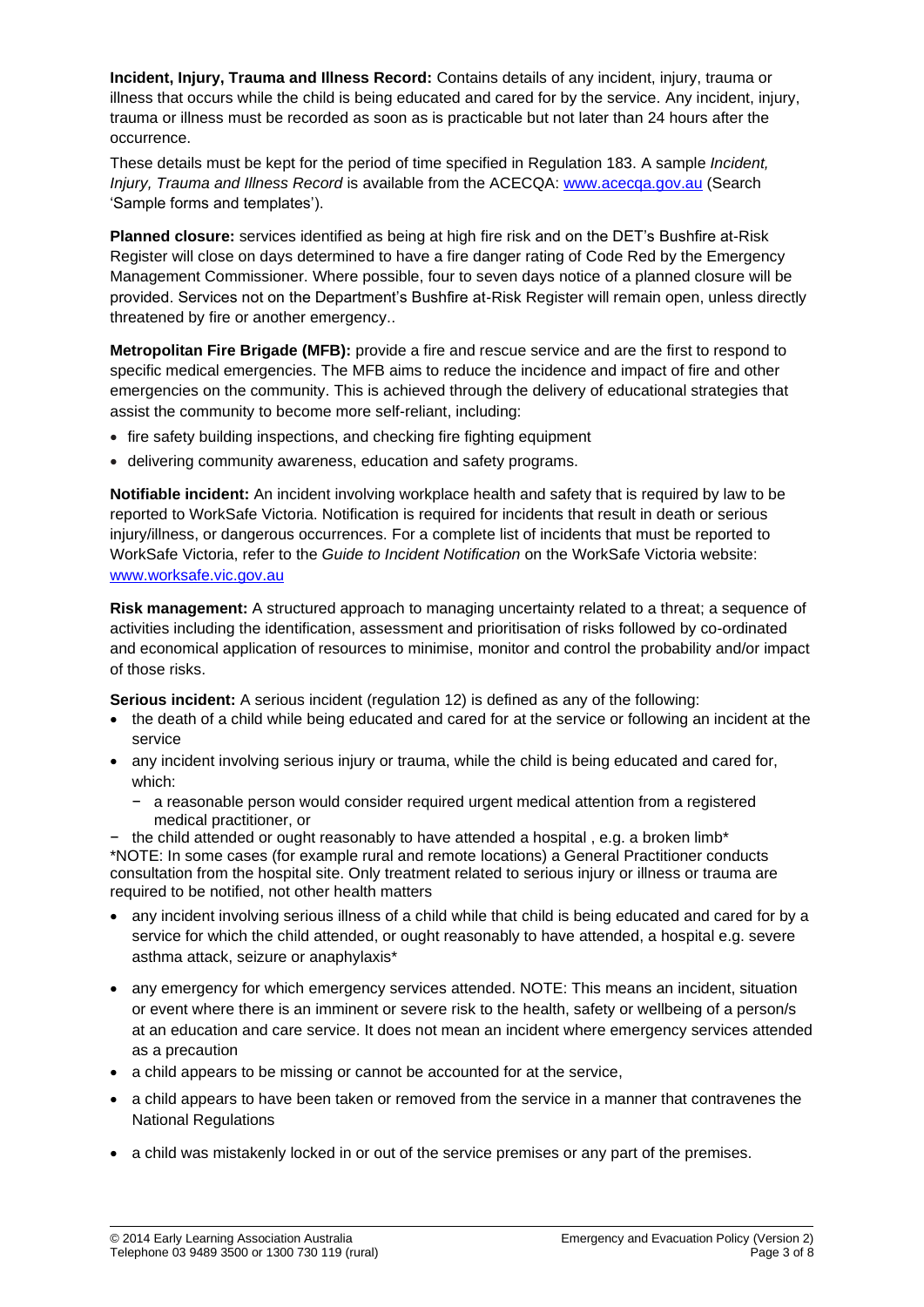**Incident, Injury, Trauma and Illness Record:** Contains details of any incident, injury, trauma or illness that occurs while the child is being educated and cared for by the service. Any incident, injury, trauma or illness must be recorded as soon as is practicable but not later than 24 hours after the occurrence.

These details must be kept for the period of time specified in Regulation 183. A sample *Incident, Injury, Trauma and Illness Record* is available from the ACECQA: www.acecqa.gov.au (Search 'Sample forms and templates').

**Planned closure:** services identified as being at high fire risk and on the DET's Bushfire at-Risk Register will close on days determined to have a fire danger rating of Code Red by the Emergency Management Commissioner. Where possible, four to seven days notice of a planned closure will be provided. Services not on the Department's Bushfire at-Risk Register will remain open, unless directly threatened by fire or another emergency..

**Metropolitan Fire Brigade (MFB):** provide a fire and rescue service and are the first to respond to specific medical emergencies. The MFB aims to reduce the incidence and impact of fire and other emergencies on the community. This is achieved through the delivery of educational strategies that assist the community to become more self-reliant, including:

- fire safety building inspections, and checking fire fighting equipment
- delivering community awareness, education and safety programs.

**Notifiable incident:** An incident involving workplace health and safety that is required by law to be reported to WorkSafe Victoria. Notification is required for incidents that result in death or serious injury/illness, or dangerous occurrences. For a complete list of incidents that must be reported to WorkSafe Victoria, refer to the *Guide to Incident Notification* on the WorkSafe Victoria website: www.worksafe.vic.gov.au

**Risk management:** A structured approach to managing uncertainty related to a threat; a sequence of activities including the identification, assessment and prioritisation of risks followed by co-ordinated and economical application of resources to minimise, monitor and control the probability and/or impact of those risks.

**Serious incident:** A serious incident (regulation 12) is defined as any of the following:

- the death of a child while being educated and cared for at the service or following an incident at the service
- any incident involving serious injury or trauma, while the child is being educated and cared for, which:
  - a reasonable person would consider required urgent medical attention from a registered medical practitioner, or
  - the child attended or ought reasonably to have attended a hospital , e.g. a broken limb*

*NOTE: In some cases (for example rural and remote locations) a General Practitioner conducts consultation from the hospital site. Only treatment related to serious injury or illness or trauma are required to be notified, not other health matters

- any incident involving serious illness of a child while that child is being educated and cared for by a service for which the child attended, or ought reasonably to have attended, a hospital e.g. severe asthma attack, seizure or anaphylaxis*
- any emergency for which emergency services attended. NOTE: This means an incident, situation or event where there is an imminent or severe risk to the health, safety or wellbeing of a person/s at an education and care service. It does not mean an incident where emergency services attended as a precaution
- a child appears to be missing or cannot be accounted for at the service,
- a child appears to have been taken or removed from the service in a manner that contravenes the National Regulations
- a child was mistakenly locked in or out of the service premises or any part of the premises.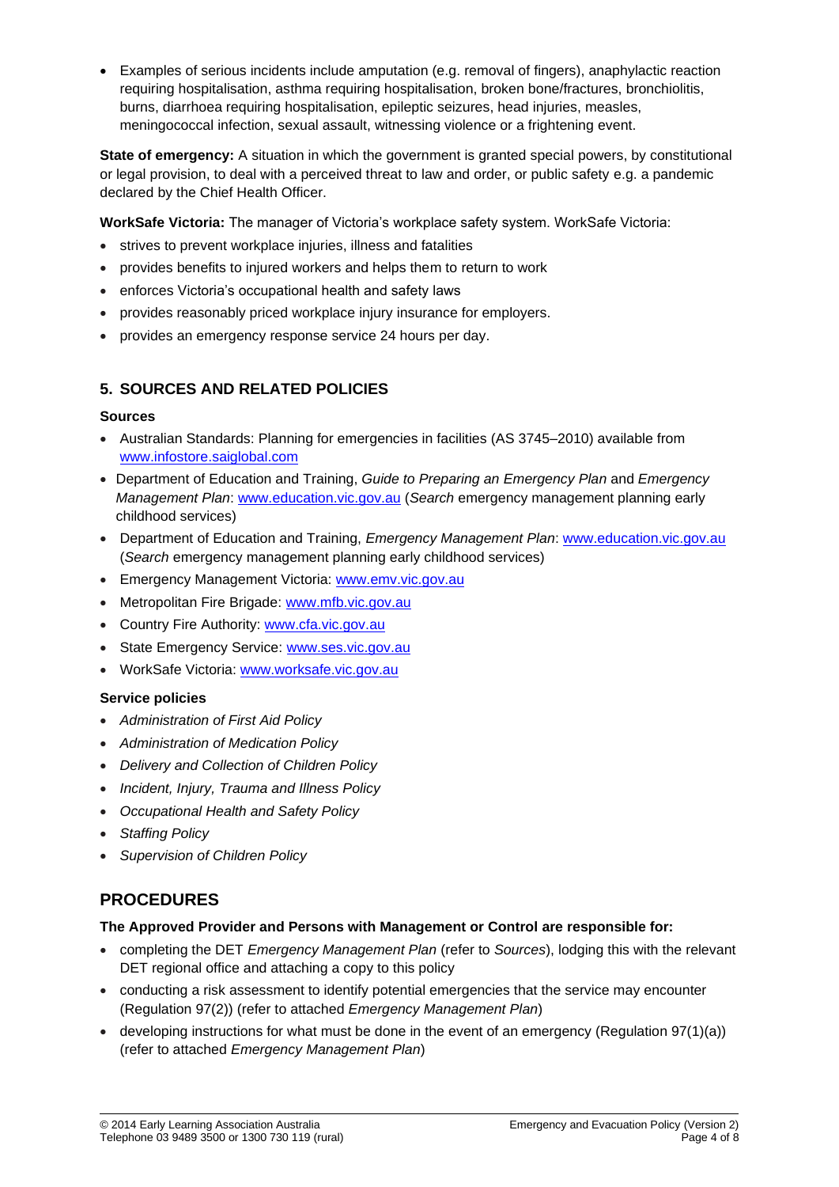- Examples of serious incidents include amputation (e.g. removal of fingers), anaphylactic reaction requiring hospitalisation, asthma requiring hospitalisation, broken bone/fractures, bronchiolitis, burns, diarrhoea requiring hospitalisation, epileptic seizures, head injuries, measles, meningococcal infection, sexual assault, witnessing violence or a frightening event.

**State of emergency:** A situation in which the government is granted special powers, by constitutional or legal provision, to deal with a perceived threat to law and order, or public safety e.g. a pandemic declared by the Chief Health Officer.

**WorkSafe Victoria:** The manager of Victoria's workplace safety system. WorkSafe Victoria:

- strives to prevent workplace injuries, illness and fatalities
- provides benefits to injured workers and helps them to return to work
- enforces Victoria's occupational health and safety laws
- provides reasonably priced workplace injury insurance for employers.
- provides an emergency response service 24 hours per day.

## 5. SOURCES AND RELATED POLICIES

### Sources

- Australian Standards: Planning for emergencies in facilities (AS 3745–2010) available from www.infostore.saiglobal.com
- Department of Education and Training, *Guide to Preparing an Emergency Plan* and *Emergency Management Plan*: www.education.vic.gov.au (*Search* emergency management planning early childhood services)
- Department of Education and Training, *Emergency Management Plan*: www.education.vic.gov.au (*Search* emergency management planning early childhood services)
- Emergency Management Victoria: www.emv.vic.gov.au
- Metropolitan Fire Brigade: www.mfb.vic.gov.au
- Country Fire Authority: www.cfa.vic.gov.au
- State Emergency Service: www.ses.vic.gov.au
- WorkSafe Victoria: www.worksafe.vic.gov.au

### Service policies

- *Administration of First Aid Policy*
- *Administration of Medication Policy*
- *Delivery and Collection of Children Policy*
- *Incident, Injury, Trauma and Illness Policy*
- *Occupational Health and Safety Policy*
- *Staffing Policy*
- *Supervision of Children Policy*

## PROCEDURES

**The Approved Provider and Persons with Management or Control are responsible for:**

- completing the DET *Emergency Management Plan* (refer to *Sources*), lodging this with the relevant DET regional office and attaching a copy to this policy
- conducting a risk assessment to identify potential emergencies that the service may encounter (Regulation 97(2)) (refer to attached *Emergency Management Plan*)
- developing instructions for what must be done in the event of an emergency (Regulation 97(1)(a)) (refer to attached *Emergency Management Plan*)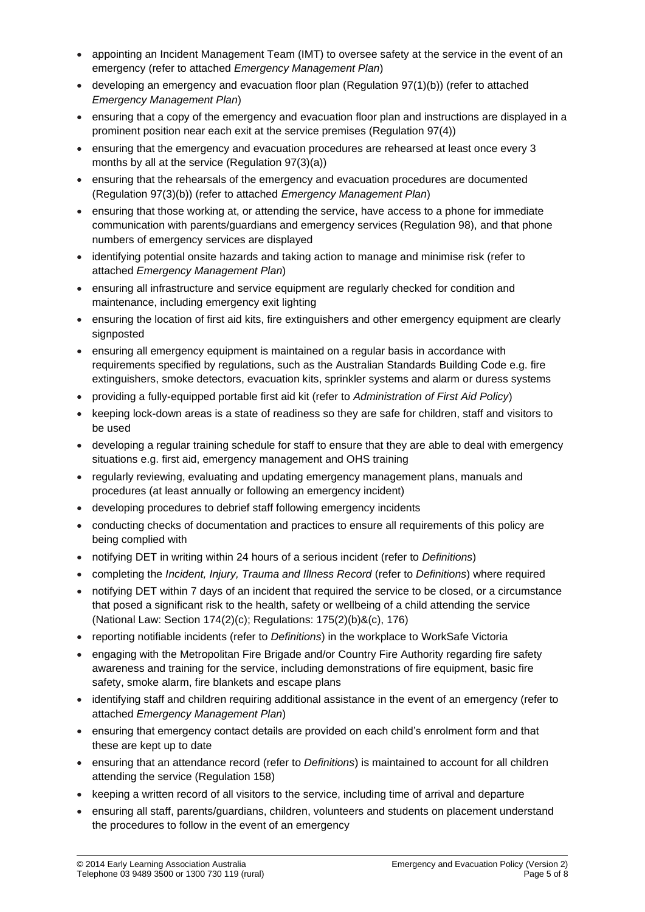- appointing an Incident Management Team (IMT) to oversee safety at the service in the event of an emergency (refer to attached *Emergency Management Plan*)
- developing an emergency and evacuation floor plan (Regulation 97(1)(b)) (refer to attached *Emergency Management Plan*)
- ensuring that a copy of the emergency and evacuation floor plan and instructions are displayed in a prominent position near each exit at the service premises (Regulation 97(4))
- ensuring that the emergency and evacuation procedures are rehearsed at least once every 3 months by all at the service (Regulation 97(3)(a))
- ensuring that the rehearsals of the emergency and evacuation procedures are documented (Regulation 97(3)(b)) (refer to attached *Emergency Management Plan*)
- ensuring that those working at, or attending the service, have access to a phone for immediate communication with parents/guardians and emergency services (Regulation 98), and that phone numbers of emergency services are displayed
- identifying potential onsite hazards and taking action to manage and minimise risk (refer to attached *Emergency Management Plan*)
- ensuring all infrastructure and service equipment are regularly checked for condition and maintenance, including emergency exit lighting
- ensuring the location of first aid kits, fire extinguishers and other emergency equipment are clearly signposted
- ensuring all emergency equipment is maintained on a regular basis in accordance with requirements specified by regulations, such as the Australian Standards Building Code e.g. fire extinguishers, smoke detectors, evacuation kits, sprinkler systems and alarm or duress systems
- providing a fully-equipped portable first aid kit (refer to *Administration of First Aid Policy*)
- keeping lock-down areas is a state of readiness so they are safe for children, staff and visitors to be used
- developing a regular training schedule for staff to ensure that they are able to deal with emergency situations e.g. first aid, emergency management and OHS training
- regularly reviewing, evaluating and updating emergency management plans, manuals and procedures (at least annually or following an emergency incident)
- developing procedures to debrief staff following emergency incidents
- conducting checks of documentation and practices to ensure all requirements of this policy are being complied with
- notifying DET in writing within 24 hours of a serious incident (refer to *Definitions*)
- completing the *Incident, Injury, Trauma and Illness Record* (refer to *Definitions*) where required
- notifying DET within 7 days of an incident that required the service to be closed, or a circumstance that posed a significant risk to the health, safety or wellbeing of a child attending the service (National Law: Section 174(2)(c); Regulations: 175(2)(b)&(c), 176)
- reporting notifiable incidents (refer to *Definitions*) in the workplace to WorkSafe Victoria
- engaging with the Metropolitan Fire Brigade and/or Country Fire Authority regarding fire safety awareness and training for the service, including demonstrations of fire equipment, basic fire safety, smoke alarm, fire blankets and escape plans
- identifying staff and children requiring additional assistance in the event of an emergency (refer to attached *Emergency Management Plan*)
- ensuring that emergency contact details are provided on each child's enrolment form and that these are kept up to date
- ensuring that an attendance record (refer to *Definitions*) is maintained to account for all children attending the service (Regulation 158)
- keeping a written record of all visitors to the service, including time of arrival and departure
- ensuring all staff, parents/guardians, children, volunteers and students on placement understand the procedures to follow in the event of an emergency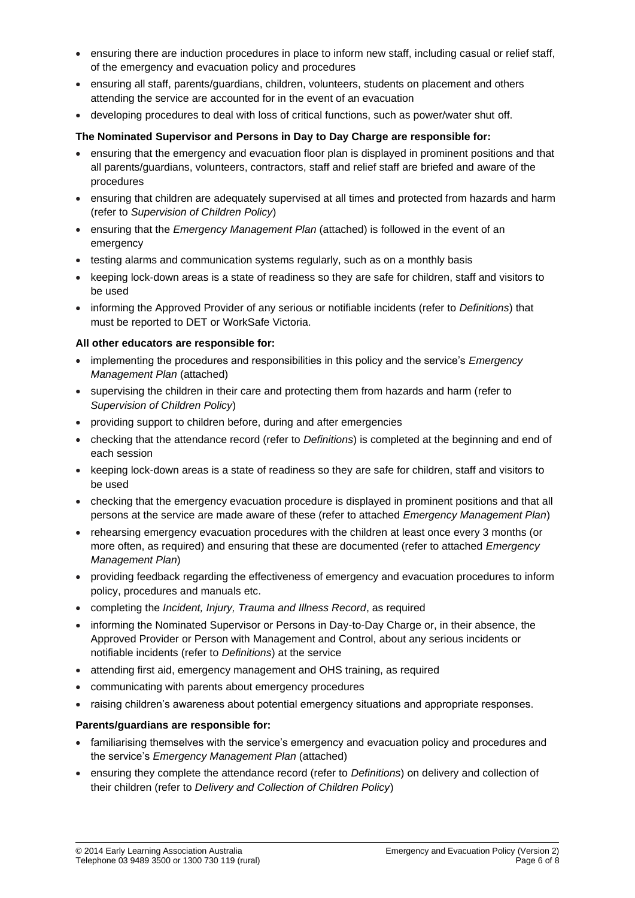- ensuring there are induction procedures in place to inform new staff, including casual or relief staff, of the emergency and evacuation policy and procedures
- ensuring all staff, parents/guardians, children, volunteers, students on placement and others attending the service are accounted for in the event of an evacuation
- developing procedures to deal with loss of critical functions, such as power/water shut off.

**The Nominated Supervisor and Persons in Day to Day Charge are responsible for:**

- ensuring that the emergency and evacuation floor plan is displayed in prominent positions and that all parents/guardians, volunteers, contractors, staff and relief staff are briefed and aware of the procedures
- ensuring that children are adequately supervised at all times and protected from hazards and harm (refer to *Supervision of Children Policy*)
- ensuring that the *Emergency Management Plan* (attached) is followed in the event of an emergency
- testing alarms and communication systems regularly, such as on a monthly basis
- keeping lock-down areas is a state of readiness so they are safe for children, staff and visitors to be used
- informing the Approved Provider of any serious or notifiable incidents (refer to *Definitions*) that must be reported to DET or WorkSafe Victoria.

**All other educators are responsible for:**

- implementing the procedures and responsibilities in this policy and the service's *Emergency Management Plan* (attached)
- supervising the children in their care and protecting them from hazards and harm (refer to *Supervision of Children Policy*)
- providing support to children before, during and after emergencies
- checking that the attendance record (refer to *Definitions*) is completed at the beginning and end of each session
- keeping lock-down areas is a state of readiness so they are safe for children, staff and visitors to be used
- checking that the emergency evacuation procedure is displayed in prominent positions and that all persons at the service are made aware of these (refer to attached *Emergency Management Plan*)
- rehearsing emergency evacuation procedures with the children at least once every 3 months (or more often, as required) and ensuring that these are documented (refer to attached *Emergency Management Plan*)
- providing feedback regarding the effectiveness of emergency and evacuation procedures to inform policy, procedures and manuals etc.
- completing the *Incident, Injury, Trauma and Illness Record*, as required
- informing the Nominated Supervisor or Persons in Day-to-Day Charge or, in their absence, the Approved Provider or Person with Management and Control, about any serious incidents or notifiable incidents (refer to *Definitions*) at the service
- attending first aid, emergency management and OHS training, as required
- communicating with parents about emergency procedures
- raising children's awareness about potential emergency situations and appropriate responses.

**Parents/guardians are responsible for:**

- familiarising themselves with the service's emergency and evacuation policy and procedures and the service's *Emergency Management Plan* (attached)
- ensuring they complete the attendance record (refer to *Definitions*) on delivery and collection of their children (refer to *Delivery and Collection of Children Policy*)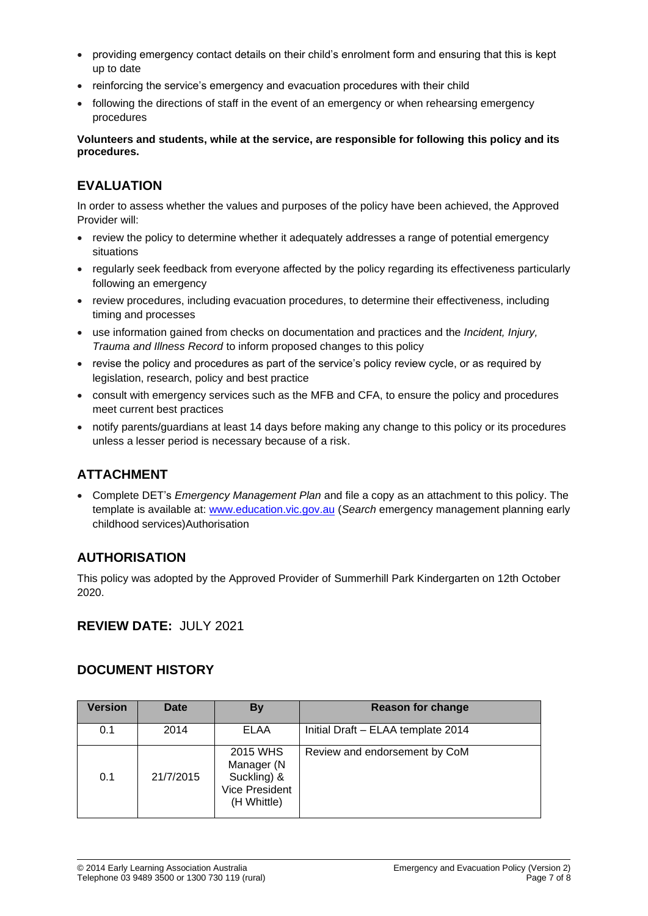- providing emergency contact details on their child's enrolment form and ensuring that this is kept up to date
- reinforcing the service's emergency and evacuation procedures with their child
- following the directions of staff in the event of an emergency or when rehearsing emergency procedures

**Volunteers and students, while at the service, are responsible for following this policy and its procedures.**

## EVALUATION

In order to assess whether the values and purposes of the policy have been achieved, the Approved Provider will:

- review the policy to determine whether it adequately addresses a range of potential emergency situations
- regularly seek feedback from everyone affected by the policy regarding its effectiveness particularly following an emergency
- review procedures, including evacuation procedures, to determine their effectiveness, including timing and processes
- use information gained from checks on documentation and practices and the *Incident, Injury, Trauma and Illness Record* to inform proposed changes to this policy
- revise the policy and procedures as part of the service's policy review cycle, or as required by legislation, research, policy and best practice
- consult with emergency services such as the MFB and CFA, to ensure the policy and procedures meet current best practices
- notify parents/guardians at least 14 days before making any change to this policy or its procedures unless a lesser period is necessary because of a risk.

## ATTACHMENT

- Complete DET's *Emergency Management Plan* and file a copy as an attachment to this policy. The template is available at: www.education.vic.gov.au (*Search* emergency management planning early childhood services)Authorisation

## AUTHORISATION

This policy was adopted by the Approved Provider of Summerhill Park Kindergarten on 12th October 2020.

## REVIEW DATE: JULY 2021

## DOCUMENT HISTORY

| Version | Date | By | Reason for change |
|---|---|---|---|
| 0.1 | 2014 | ELAA | Initial Draft – ELAA template 2014 |
| 0.1 | 21/7/2015 | 2015 WHS Manager (N Suckling) & Vice President (H Whittle) | Review and endorsement by CoM |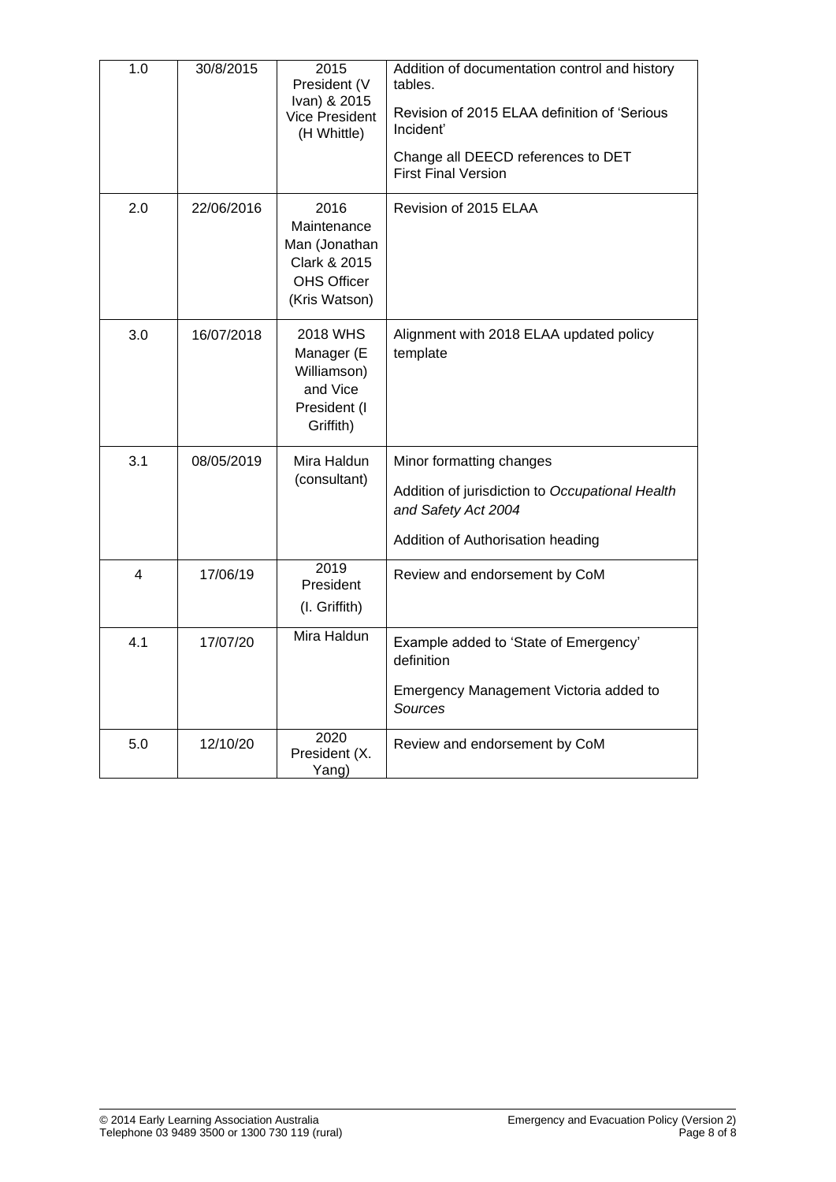| | | | |
|---|---|---|---|
| 1.0 | 30/8/2015 | 2015 President (V Ivan) & 2015 Vice President (H Whittle) | Addition of documentation control and history tables.<br><br>Revision of 2015 ELAA definition of 'Serious Incident'<br><br>Change all DEECD references to DET<br>First Final Version |
| 2.0 | 22/06/2016 | 2016 Maintenance Man (Jonathan Clark & 2015 OHS Officer (Kris Watson) | Revision of 2015 ELAA |
| 3.0 | 16/07/2018 | 2018 WHS Manager (E Williamson) and Vice President (I Griffith) | Alignment with 2018 ELAA updated policy template |
| 3.1 | 08/05/2019 | Mira Haldun (consultant) | Minor formatting changes<br><br>Addition of jurisdiction to *Occupational Health and Safety Act 2004*<br><br>Addition of Authorisation heading |
| 4 | 17/06/19 | 2019 President (I. Griffith) | Review and endorsement by CoM |
| 4.1 | 17/07/20 | Mira Haldun | Example added to 'State of Emergency' definition<br><br>Emergency Management Victoria added to *Sources* |
| 5.0 | 12/10/20 | 2020 President (X. Yang) | Review and endorsement by CoM |